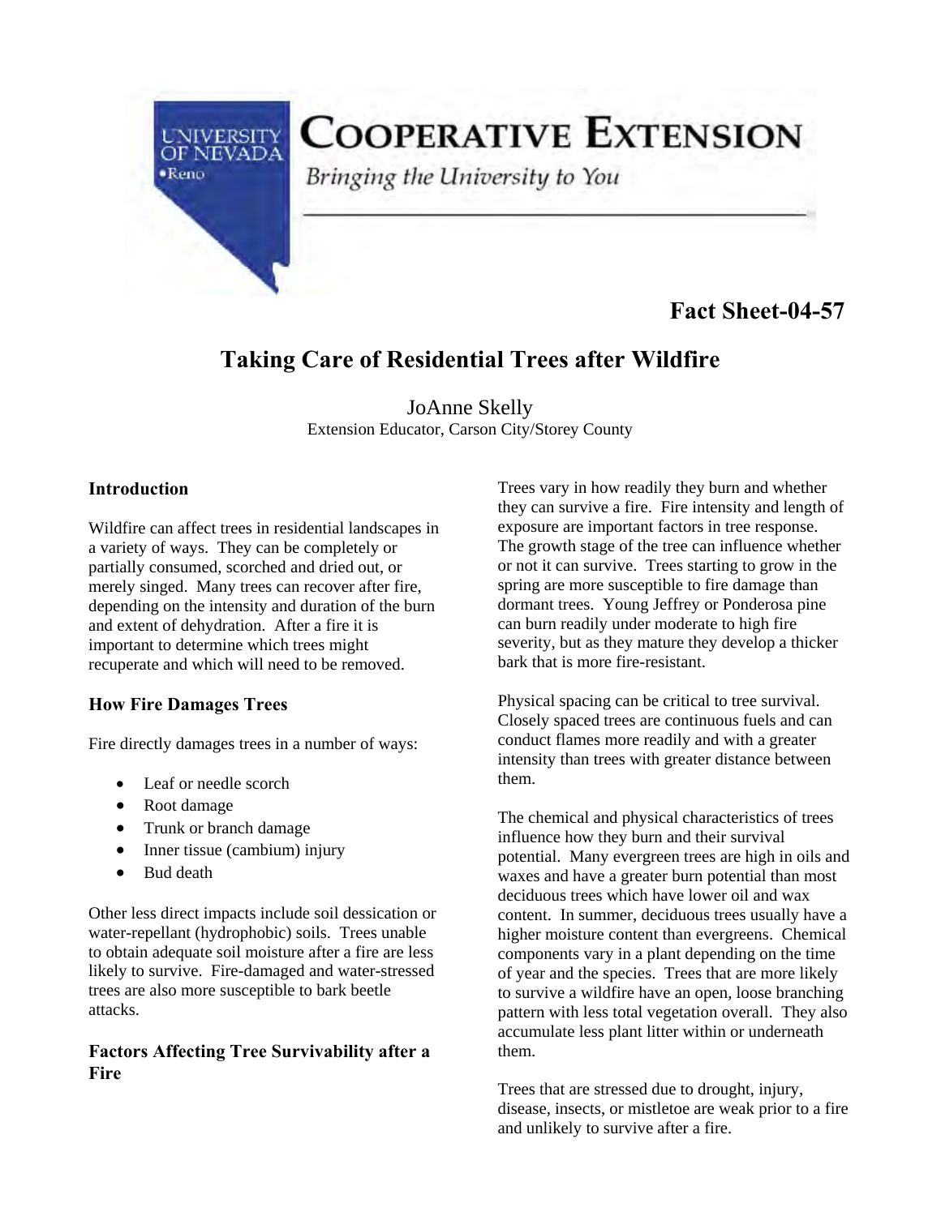UNIVERSITY OF NEVADA •Reno

# COOPERATIVE EXTENSION

*Bringing the University to You*

**Fact Sheet-04-57**

# Taking Care of Residential Trees after Wildfire

JoAnne Skelly
Extension Educator, Carson City/Storey County

### Introduction

Wildfire can affect trees in residential landscapes in a variety of ways. They can be completely or partially consumed, scorched and dried out, or merely singed. Many trees can recover after fire, depending on the intensity and duration of the burn and extent of dehydration. After a fire it is important to determine which trees might recuperate and which will need to be removed.

### How Fire Damages Trees

Fire directly damages trees in a number of ways:

- Leaf or needle scorch
- Root damage
- Trunk or branch damage
- Inner tissue (cambium) injury
- Bud death

Other less direct impacts include soil dessication or water-repellant (hydrophobic) soils. Trees unable to obtain adequate soil moisture after a fire are less likely to survive. Fire-damaged and water-stressed trees are also more susceptible to bark beetle attacks.

### Factors Affecting Tree Survivability after a Fire

Trees vary in how readily they burn and whether they can survive a fire. Fire intensity and length of exposure are important factors in tree response. The growth stage of the tree can influence whether or not it can survive. Trees starting to grow in the spring are more susceptible to fire damage than dormant trees. Young Jeffrey or Ponderosa pine can burn readily under moderate to high fire severity, but as they mature they develop a thicker bark that is more fire-resistant.

Physical spacing can be critical to tree survival. Closely spaced trees are continuous fuels and can conduct flames more readily and with a greater intensity than trees with greater distance between them.

The chemical and physical characteristics of trees influence how they burn and their survival potential. Many evergreen trees are high in oils and waxes and have a greater burn potential than most deciduous trees which have lower oil and wax content. In summer, deciduous trees usually have a higher moisture content than evergreens. Chemical components vary in a plant depending on the time of year and the species. Trees that are more likely to survive a wildfire have an open, loose branching pattern with less total vegetation overall. They also accumulate less plant litter within or underneath them.

Trees that are stressed due to drought, injury, disease, insects, or mistletoe are weak prior to a fire and unlikely to survive after a fire.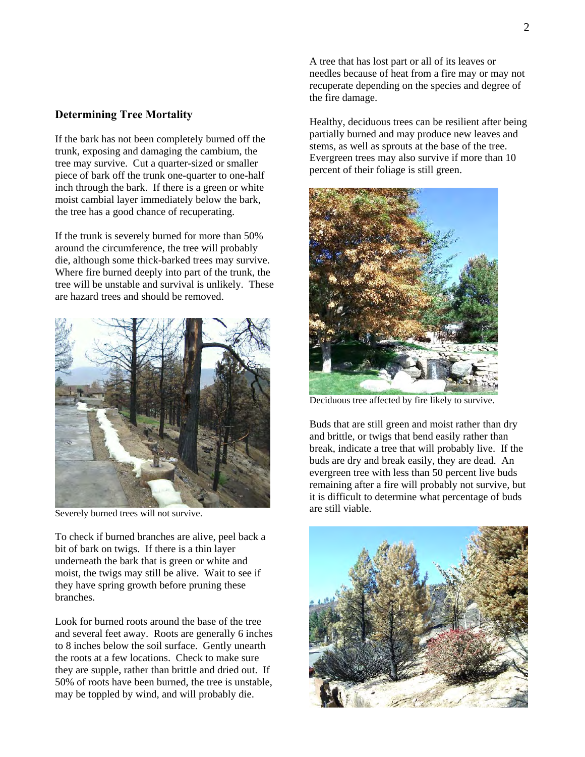## Determining Tree Mortality

If the bark has not been completely burned off the trunk, exposing and damaging the cambium, the tree may survive. Cut a quarter-sized or smaller piece of bark off the trunk one-quarter to one-half inch through the bark. If there is a green or white moist cambial layer immediately below the bark, the tree has a good chance of recuperating.

If the trunk is severely burned for more than 50% around the circumference, the tree will probably die, although some thick-barked trees may survive. Where fire burned deeply into part of the trunk, the tree will be unstable and survival is unlikely. These are hazard trees and should be removed.

Severely burned trees will not survive.

To check if burned branches are alive, peel back a bit of bark on twigs. If there is a thin layer underneath the bark that is green or white and moist, the twigs may still be alive. Wait to see if they have spring growth before pruning these branches.

Look for burned roots around the base of the tree and several feet away. Roots are generally 6 inches to 8 inches below the soil surface. Gently unearth the roots at a few locations. Check to make sure they are supple, rather than brittle and dried out. If 50% of roots have been burned, the tree is unstable, may be toppled by wind, and will probably die.

A tree that has lost part or all of its leaves or needles because of heat from a fire may or may not recuperate depending on the species and degree of the fire damage.

Healthy, deciduous trees can be resilient after being partially burned and may produce new leaves and stems, as well as sprouts at the base of the tree. Evergreen trees may also survive if more than 10 percent of their foliage is still green.

Deciduous tree affected by fire likely to survive.

Buds that are still green and moist rather than dry and brittle, or twigs that bend easily rather than break, indicate a tree that will probably live. If the buds are dry and break easily, they are dead. An evergreen tree with less than 50 percent live buds remaining after a fire will probably not survive, but it is difficult to determine what percentage of buds are still viable.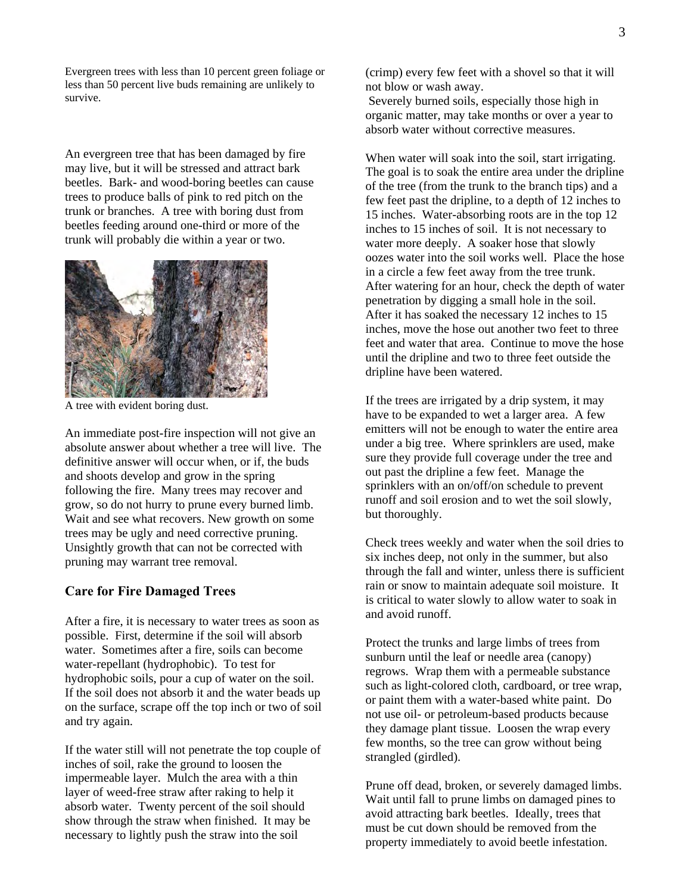Evergreen trees with less than 10 percent green foliage or less than 50 percent live buds remaining are unlikely to survive.

An evergreen tree that has been damaged by fire may live, but it will be stressed and attract bark beetles. Bark- and wood-boring beetles can cause trees to produce balls of pink to red pitch on the trunk or branches. A tree with boring dust from beetles feeding around one-third or more of the trunk will probably die within a year or two.

A tree with evident boring dust.

An immediate post-fire inspection will not give an absolute answer about whether a tree will live. The definitive answer will occur when, or if, the buds and shoots develop and grow in the spring following the fire. Many trees may recover and grow, so do not hurry to prune every burned limb. Wait and see what recovers. New growth on some trees may be ugly and need corrective pruning. Unsightly growth that can not be corrected with pruning may warrant tree removal.

## Care for Fire Damaged Trees

After a fire, it is necessary to water trees as soon as possible. First, determine if the soil will absorb water. Sometimes after a fire, soils can become water-repellant (hydrophobic). To test for hydrophobic soils, pour a cup of water on the soil. If the soil does not absorb it and the water beads up on the surface, scrape off the top inch or two of soil and try again.

If the water still will not penetrate the top couple of inches of soil, rake the ground to loosen the impermeable layer. Mulch the area with a thin layer of weed-free straw after raking to help it absorb water. Twenty percent of the soil should show through the straw when finished. It may be necessary to lightly push the straw into the soil (crimp) every few feet with a shovel so that it will not blow or wash away.

Severely burned soils, especially those high in organic matter, may take months or over a year to absorb water without corrective measures.

When water will soak into the soil, start irrigating. The goal is to soak the entire area under the dripline of the tree (from the trunk to the branch tips) and a few feet past the dripline, to a depth of 12 inches to 15 inches. Water-absorbing roots are in the top 12 inches to 15 inches of soil. It is not necessary to water more deeply. A soaker hose that slowly oozes water into the soil works well. Place the hose in a circle a few feet away from the tree trunk. After watering for an hour, check the depth of water penetration by digging a small hole in the soil. After it has soaked the necessary 12 inches to 15 inches, move the hose out another two feet to three feet and water that area. Continue to move the hose until the dripline and two to three feet outside the dripline have been watered.

If the trees are irrigated by a drip system, it may have to be expanded to wet a larger area. A few emitters will not be enough to water the entire area under a big tree. Where sprinklers are used, make sure they provide full coverage under the tree and out past the dripline a few feet. Manage the sprinklers with an on/off/on schedule to prevent runoff and soil erosion and to wet the soil slowly, but thoroughly.

Check trees weekly and water when the soil dries to six inches deep, not only in the summer, but also through the fall and winter, unless there is sufficient rain or snow to maintain adequate soil moisture. It is critical to water slowly to allow water to soak in and avoid runoff.

Protect the trunks and large limbs of trees from sunburn until the leaf or needle area (canopy) regrows. Wrap them with a permeable substance such as light-colored cloth, cardboard, or tree wrap, or paint them with a water-based white paint. Do not use oil- or petroleum-based products because they damage plant tissue. Loosen the wrap every few months, so the tree can grow without being strangled (girdled).

Prune off dead, broken, or severely damaged limbs. Wait until fall to prune limbs on damaged pines to avoid attracting bark beetles. Ideally, trees that must be cut down should be removed from the property immediately to avoid beetle infestation.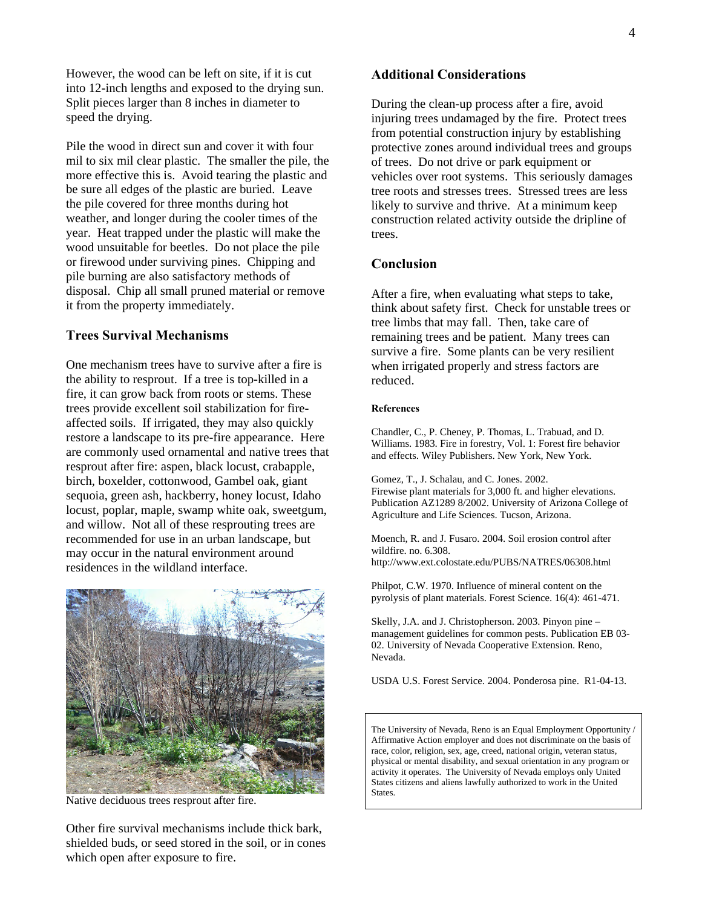However, the wood can be left on site, if it is cut into 12-inch lengths and exposed to the drying sun. Split pieces larger than 8 inches in diameter to speed the drying.

Pile the wood in direct sun and cover it with four mil to six mil clear plastic. The smaller the pile, the more effective this is. Avoid tearing the plastic and be sure all edges of the plastic are buried. Leave the pile covered for three months during hot weather, and longer during the cooler times of the year. Heat trapped under the plastic will make the wood unsuitable for beetles. Do not place the pile or firewood under surviving pines. Chipping and pile burning are also satisfactory methods of disposal. Chip all small pruned material or remove it from the property immediately.

## Trees Survival Mechanisms

One mechanism trees have to survive after a fire is the ability to resprout. If a tree is top-killed in a fire, it can grow back from roots or stems. These trees provide excellent soil stabilization for fire-affected soils. If irrigated, they may also quickly restore a landscape to its pre-fire appearance. Here are commonly used ornamental and native trees that resprout after fire: aspen, black locust, crabapple, birch, boxelder, cottonwood, Gambel oak, giant sequoia, green ash, hackberry, honey locust, Idaho locust, poplar, maple, swamp white oak, sweetgum, and willow. Not all of these resprouting trees are recommended for use in an urban landscape, but may occur in the natural environment around residences in the wildland interface.

Native deciduous trees resprout after fire.

Other fire survival mechanisms include thick bark, shielded buds, or seed stored in the soil, or in cones which open after exposure to fire.

## Additional Considerations

During the clean-up process after a fire, avoid injuring trees undamaged by the fire. Protect trees from potential construction injury by establishing protective zones around individual trees and groups of trees. Do not drive or park equipment or vehicles over root systems. This seriously damages tree roots and stresses trees. Stressed trees are less likely to survive and thrive. At a minimum keep construction related activity outside the dripline of trees.

## Conclusion

After a fire, when evaluating what steps to take, think about safety first. Check for unstable trees or tree limbs that may fall. Then, take care of remaining trees and be patient. Many trees can survive a fire. Some plants can be very resilient when irrigated properly and stress factors are reduced.

#### References

Chandler, C., P. Cheney, P. Thomas, L. Trabuad, and D. Williams. 1983. Fire in forestry, Vol. 1: Forest fire behavior and effects. Wiley Publishers. New York, New York.

Gomez, T., J. Schalau, and C. Jones. 2002. Firewise plant materials for 3,000 ft. and higher elevations. Publication AZ1289 8/2002. University of Arizona College of Agriculture and Life Sciences. Tucson, Arizona.

Moench, R. and J. Fusaro. 2004. Soil erosion control after wildfire. no. 6.308. http://www.ext.colostate.edu/PUBS/NATRES/06308.html

Philpot, C.W. 1970. Influence of mineral content on the pyrolysis of plant materials. Forest Science. 16(4): 461-471.

Skelly, J.A. and J. Christopherson. 2003. Pinyon pine – management guidelines for common pests. Publication EB 03-02. University of Nevada Cooperative Extension. Reno, Nevada.

USDA U.S. Forest Service. 2004. Ponderosa pine. R1-04-13.

The University of Nevada, Reno is an Equal Employment Opportunity / Affirmative Action employer and does not discriminate on the basis of race, color, religion, sex, age, creed, national origin, veteran status, physical or mental disability, and sexual orientation in any program or activity it operates. The University of Nevada employs only United States citizens and aliens lawfully authorized to work in the United States.